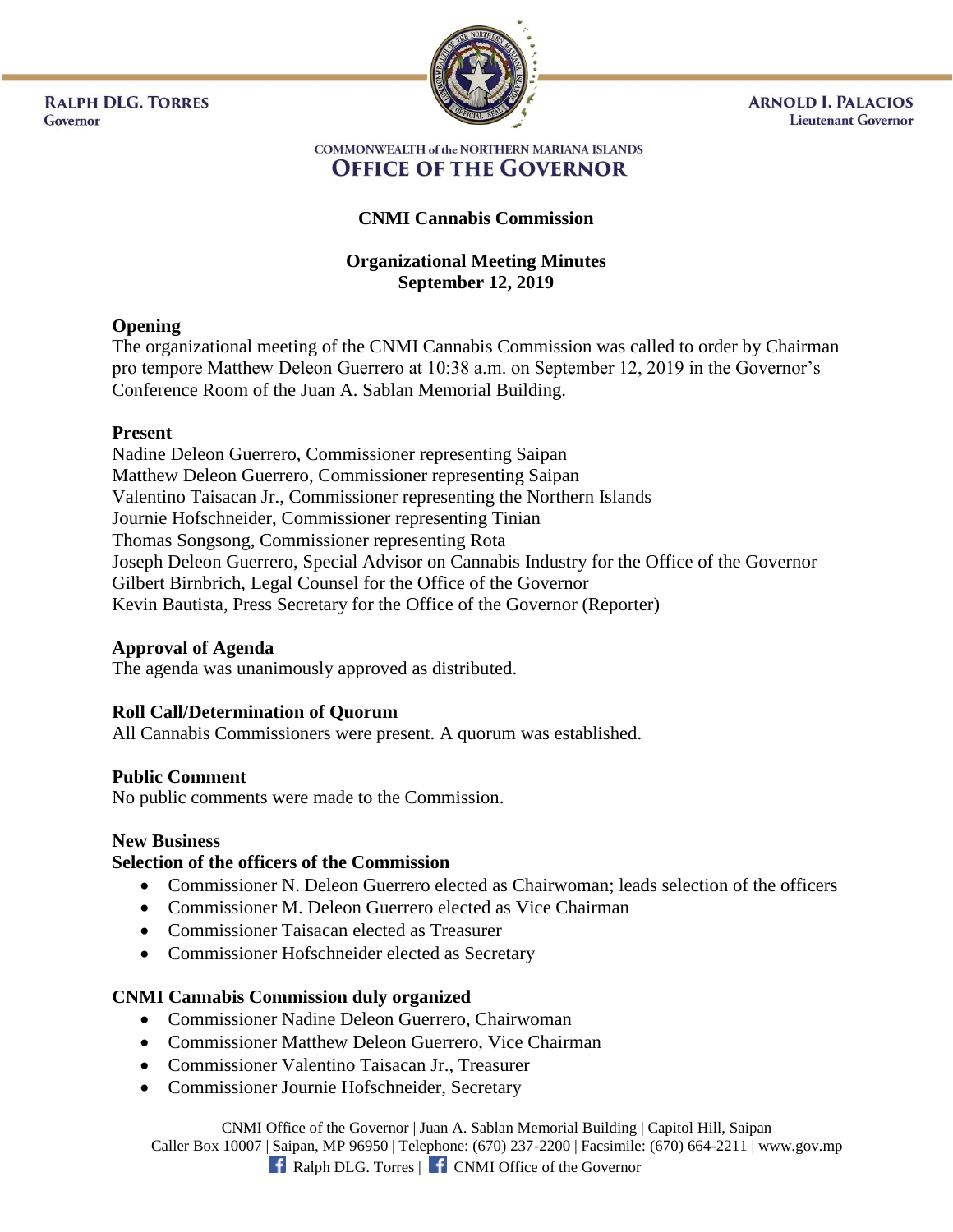**RALPH DLG. TORRES**
Governor

**ARNOLD I. PALACIOS**
Lieutenant Governor

COMMONWEALTH of the NORTHERN MARIANA ISLANDS
**OFFICE OF THE GOVERNOR**

# CNMI Cannabis Commission

## Organizational Meeting Minutes
## September 12, 2019

### Opening

The organizational meeting of the CNMI Cannabis Commission was called to order by Chairman pro tempore Matthew Deleon Guerrero at 10:38 a.m. on September 12, 2019 in the Governor's Conference Room of the Juan A. Sablan Memorial Building.

### Present

Nadine Deleon Guerrero, Commissioner representing Saipan
Matthew Deleon Guerrero, Commissioner representing Saipan
Valentino Taisacan Jr., Commissioner representing the Northern Islands
Journie Hofschneider, Commissioner representing Tinian
Thomas Songsong, Commissioner representing Rota
Joseph Deleon Guerrero, Special Advisor on Cannabis Industry for the Office of the Governor
Gilbert Birnbrich, Legal Counsel for the Office of the Governor
Kevin Bautista, Press Secretary for the Office of the Governor (Reporter)

### Approval of Agenda

The agenda was unanimously approved as distributed.

### Roll Call/Determination of Quorum

All Cannabis Commissioners were present. A quorum was established.

### Public Comment

No public comments were made to the Commission.

### New Business

#### Selection of the officers of the Commission

- Commissioner N. Deleon Guerrero elected as Chairwoman; leads selection of the officers
- Commissioner M. Deleon Guerrero elected as Vice Chairman
- Commissioner Taisacan elected as Treasurer
- Commissioner Hofschneider elected as Secretary

### CNMI Cannabis Commission duly organized

- Commissioner Nadine Deleon Guerrero, Chairwoman
- Commissioner Matthew Deleon Guerrero, Vice Chairman
- Commissioner Valentino Taisacan Jr., Treasurer
- Commissioner Journie Hofschneider, Secretary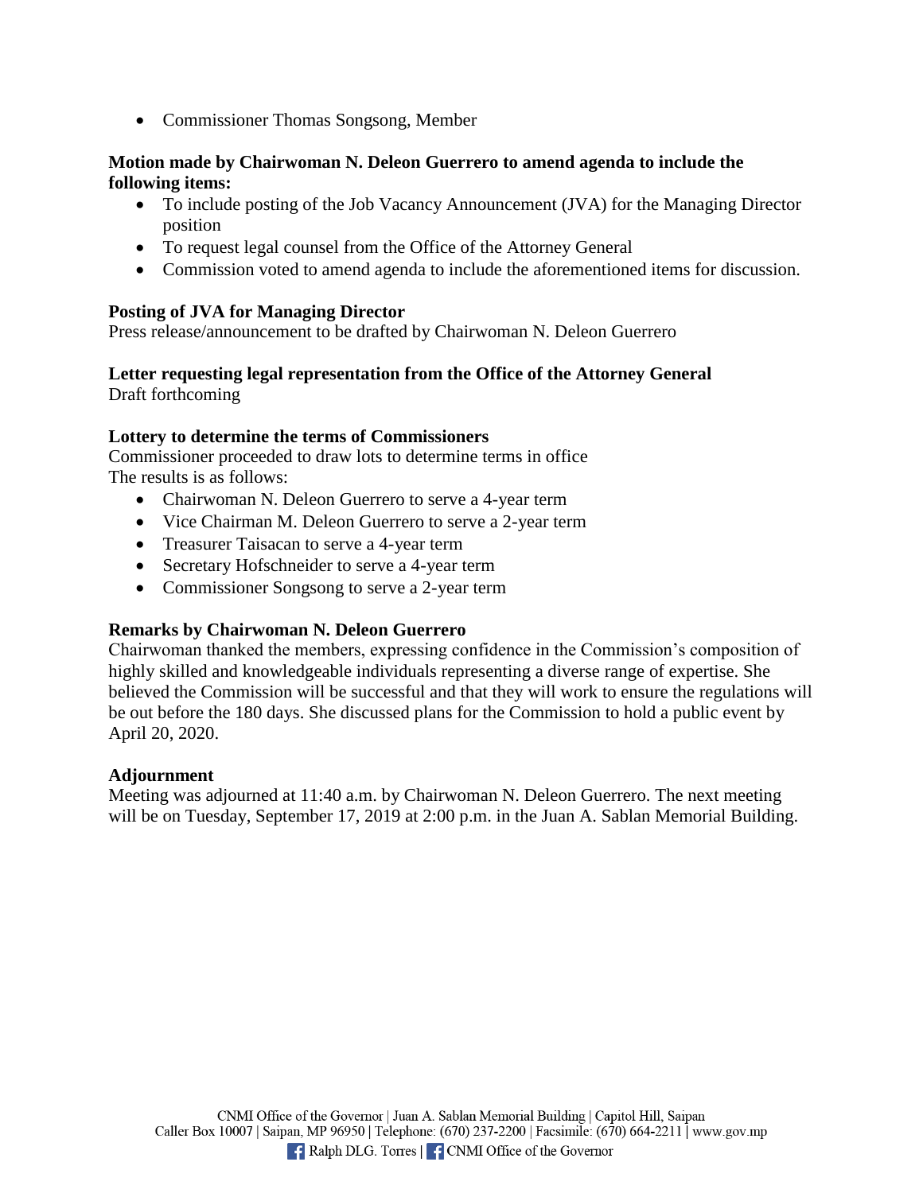- Commissioner Thomas Songsong, Member

**Motion made by Chairwoman N. Deleon Guerrero to amend agenda to include the following items:**

- To include posting of the Job Vacancy Announcement (JVA) for the Managing Director position
- To request legal counsel from the Office of the Attorney General
- Commission voted to amend agenda to include the aforementioned items for discussion.

**Posting of JVA for Managing Director**
Press release/announcement to be drafted by Chairwoman N. Deleon Guerrero

**Letter requesting legal representation from the Office of the Attorney General**
Draft forthcoming

**Lottery to determine the terms of Commissioners**
Commissioner proceeded to draw lots to determine terms in office
The results is as follows:

- Chairwoman N. Deleon Guerrero to serve a 4-year term
- Vice Chairman M. Deleon Guerrero to serve a 2-year term
- Treasurer Taisacan to serve a 4-year term
- Secretary Hofschneider to serve a 4-year term
- Commissioner Songsong to serve a 2-year term

**Remarks by Chairwoman N. Deleon Guerrero**
Chairwoman thanked the members, expressing confidence in the Commission's composition of highly skilled and knowledgeable individuals representing a diverse range of expertise. She believed the Commission will be successful and that they will work to ensure the regulations will be out before the 180 days. She discussed plans for the Commission to hold a public event by April 20, 2020.

**Adjournment**
Meeting was adjourned at 11:40 a.m. by Chairwoman N. Deleon Guerrero. The next meeting will be on Tuesday, September 17, 2019 at 2:00 p.m. in the Juan A. Sablan Memorial Building.